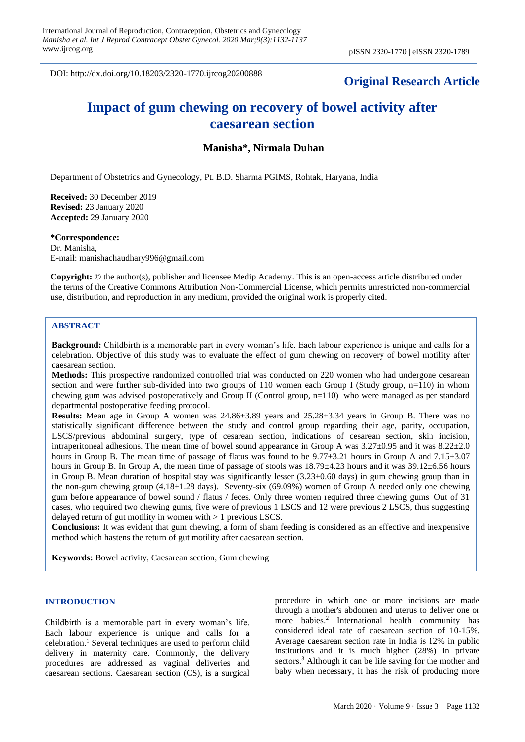DOI: http://dx.doi.org/10.18203/2320-1770.ijrcog20200888

**Original Research Article**

# Impact of gum chewing on recovery of bowel activity after caesarean section

**Manisha*, Nirmala Duhan**

Department of Obstetrics and Gynecology, Pt. B.D. Sharma PGIMS, Rohtak, Haryana, India

**Received:** 30 December 2019
**Revised:** 23 January 2020
**Accepted:** 29 January 2020

***Correspondence:**
Dr. Manisha,
E-mail: manishachaudhary996@gmail.com

**Copyright:** © the author(s), publisher and licensee Medip Academy. This is an open-access article distributed under the terms of the Creative Commons Attribution Non-Commercial License, which permits unrestricted non-commercial use, distribution, and reproduction in any medium, provided the original work is properly cited.

## ABSTRACT

**Background:** Childbirth is a memorable part in every woman's life. Each labour experience is unique and calls for a celebration. Objective of this study was to evaluate the effect of gum chewing on recovery of bowel motility after caesarean section.

**Methods:** This prospective randomized controlled trial was conducted on 220 women who had undergone cesarean section and were further sub-divided into two groups of 110 women each Group I (Study group, n=110) in whom chewing gum was advised postoperatively and Group II (Control group, n=110) who were managed as per standard departmental postoperative feeding protocol.

**Results:** Mean age in Group A women was 24.86±3.89 years and 25.28±3.34 years in Group B. There was no statistically significant difference between the study and control group regarding their age, parity, occupation, LSCS/previous abdominal surgery, type of cesarean section, indications of cesarean section, skin incision, intraperitoneal adhesions. The mean time of bowel sound appearance in Group A was 3.27±0.95 and it was 8.22±2.0 hours in Group B. The mean time of passage of flatus was found to be 9.77±3.21 hours in Group A and 7.15±3.07 hours in Group B. In Group A, the mean time of passage of stools was 18.79±4.23 hours and it was 39.12±6.56 hours in Group B. Mean duration of hospital stay was significantly lesser (3.23±0.60 days) in gum chewing group than in the non-gum chewing group (4.18±1.28 days). Seventy-six (69.09%) women of Group A needed only one chewing gum before appearance of bowel sound / flatus / feces. Only three women required three chewing gums. Out of 31 cases, who required two chewing gums, five were of previous 1 LSCS and 12 were previous 2 LSCS, thus suggesting delayed return of gut motility in women with > 1 previous LSCS.

**Conclusions:** It was evident that gum chewing, a form of sham feeding is considered as an effective and inexpensive method which hastens the return of gut motility after caesarean section.

**Keywords:** Bowel activity, Caesarean section, Gum chewing

## INTRODUCTION

Childbirth is a memorable part in every woman's life. Each labour experience is unique and calls for a celebration.[1] Several techniques are used to perform child delivery in maternity care. Commonly, the delivery procedures are addressed as vaginal deliveries and caesarean sections. Caesarean section (CS), is a surgical procedure in which one or more incisions are made through a mother's abdomen and uterus to deliver one or more babies.[2] International health community has considered ideal rate of caesarean section of 10-15%. Average caesarean section rate in India is 12% in public institutions and it is much higher (28%) in private sectors.[3] Although it can be life saving for the mother and baby when necessary, it has the risk of producing more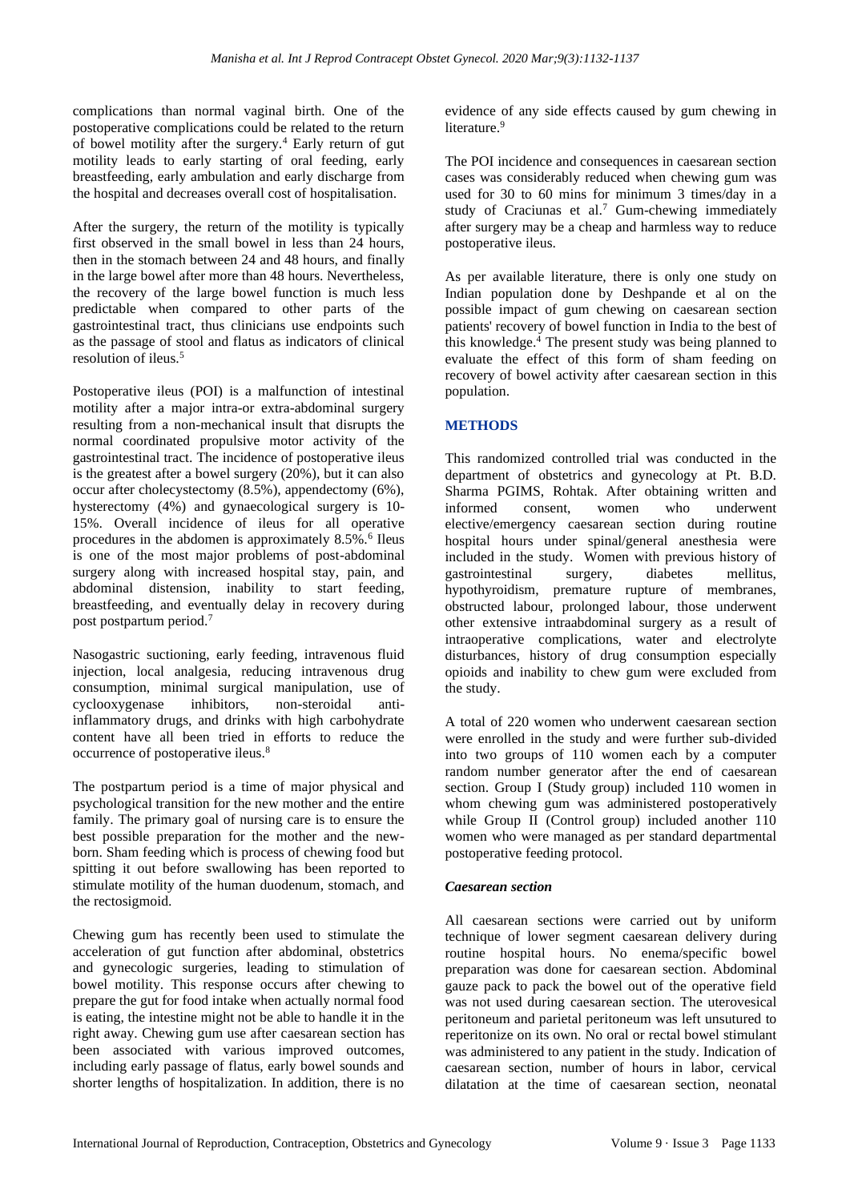complications than normal vaginal birth. One of the postoperative complications could be related to the return of bowel motility after the surgery.[4] Early return of gut motility leads to early starting of oral feeding, early breastfeeding, early ambulation and early discharge from the hospital and decreases overall cost of hospitalisation.

After the surgery, the return of the motility is typically first observed in the small bowel in less than 24 hours, then in the stomach between 24 and 48 hours, and finally in the large bowel after more than 48 hours. Nevertheless, the recovery of the large bowel function is much less predictable when compared to other parts of the gastrointestinal tract, thus clinicians use endpoints such as the passage of stool and flatus as indicators of clinical resolution of ileus.[5]

Postoperative ileus (POI) is a malfunction of intestinal motility after a major intra-or extra-abdominal surgery resulting from a non-mechanical insult that disrupts the normal coordinated propulsive motor activity of the gastrointestinal tract. The incidence of postoperative ileus is the greatest after a bowel surgery (20%), but it can also occur after cholecystectomy (8.5%), appendectomy (6%), hysterectomy (4%) and gynaecological surgery is 10-15%. Overall incidence of ileus for all operative procedures in the abdomen is approximately 8.5%.[6] Ileus is one of the most major problems of post-abdominal surgery along with increased hospital stay, pain, and abdominal distension, inability to start feeding, breastfeeding, and eventually delay in recovery during post postpartum period.[7]

Nasogastric suctioning, early feeding, intravenous fluid injection, local analgesia, reducing intravenous drug consumption, minimal surgical manipulation, use of cyclooxygenase inhibitors, non-steroidal anti-inflammatory drugs, and drinks with high carbohydrate content have all been tried in efforts to reduce the occurrence of postoperative ileus.[8]

The postpartum period is a time of major physical and psychological transition for the new mother and the entire family. The primary goal of nursing care is to ensure the best possible preparation for the mother and the new-born. Sham feeding which is process of chewing food but spitting it out before swallowing has been reported to stimulate motility of the human duodenum, stomach, and the rectosigmoid.

Chewing gum has recently been used to stimulate the acceleration of gut function after abdominal, obstetrics and gynecologic surgeries, leading to stimulation of bowel motility. This response occurs after chewing to prepare the gut for food intake when actually normal food is eating, the intestine might not be able to handle it in the right away. Chewing gum use after caesarean section has been associated with various improved outcomes, including early passage of flatus, early bowel sounds and shorter lengths of hospitalization. In addition, there is no evidence of any side effects caused by gum chewing in literature.[9]

The POI incidence and consequences in caesarean section cases was considerably reduced when chewing gum was used for 30 to 60 mins for minimum 3 times/day in a study of Craciunas et al.[7] Gum-chewing immediately after surgery may be a cheap and harmless way to reduce postoperative ileus.

As per available literature, there is only one study on Indian population done by Deshpande et al on the possible impact of gum chewing on caesarean section patients' recovery of bowel function in India to the best of this knowledge.[4] The present study was being planned to evaluate the effect of this form of sham feeding on recovery of bowel activity after caesarean section in this population.

## METHODS

This randomized controlled trial was conducted in the department of obstetrics and gynecology at Pt. B.D. Sharma PGIMS, Rohtak. After obtaining written and informed consent, women who underwent elective/emergency caesarean section during routine hospital hours under spinal/general anesthesia were included in the study. Women with previous history of gastrointestinal surgery, diabetes mellitus, hypothyroidism, premature rupture of membranes, obstructed labour, prolonged labour, those underwent other extensive intraabdominal surgery as a result of intraoperative complications, water and electrolyte disturbances, history of drug consumption especially opioids and inability to chew gum were excluded from the study.

A total of 220 women who underwent caesarean section were enrolled in the study and were further sub-divided into two groups of 110 women each by a computer random number generator after the end of caesarean section. Group I (Study group) included 110 women in whom chewing gum was administered postoperatively while Group II (Control group) included another 110 women who were managed as per standard departmental postoperative feeding protocol.

### *Caesarean section*

All caesarean sections were carried out by uniform technique of lower segment caesarean delivery during routine hospital hours. No enema/specific bowel preparation was done for caesarean section. Abdominal gauze pack to pack the bowel out of the operative field was not used during caesarean section. The uterovesical peritoneum and parietal peritoneum was left unsutured to reperitonize on its own. No oral or rectal bowel stimulant was administered to any patient in the study. Indication of caesarean section, number of hours in labor, cervical dilatation at the time of caesarean section, neonatal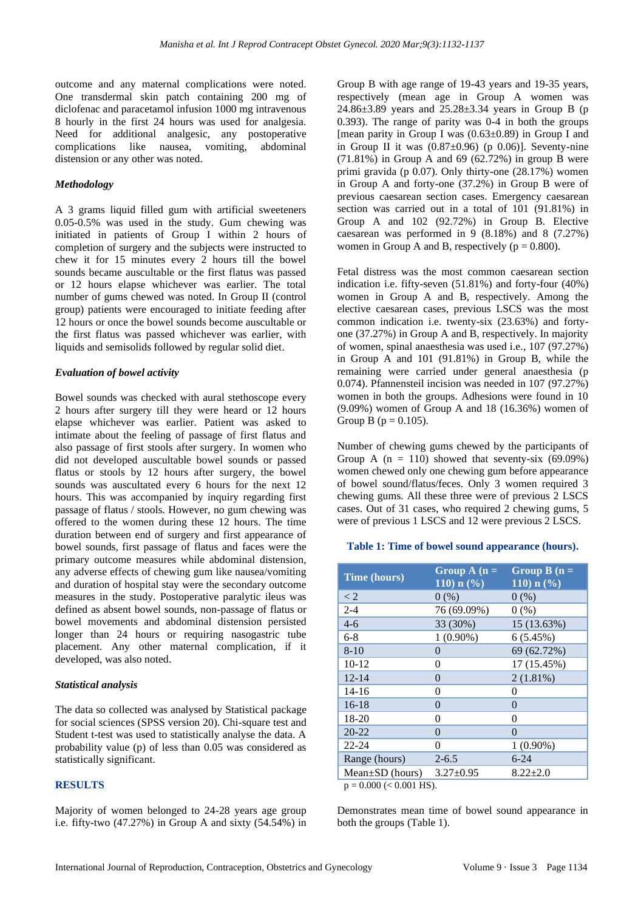outcome and any maternal complications were noted. One transdermal skin patch containing 200 mg of diclofenac and paracetamol infusion 1000 mg intravenous 8 hourly in the first 24 hours was used for analgesia. Need for additional analgesic, any postoperative complications like nausea, vomiting, abdominal distension or any other was noted.

### *Methodology*

A 3 grams liquid filled gum with artificial sweeteners 0.05-0.5% was used in the study. Gum chewing was initiated in patients of Group I within 2 hours of completion of surgery and the subjects were instructed to chew it for 15 minutes every 2 hours till the bowel sounds became auscultable or the first flatus was passed or 12 hours elapse whichever was earlier. The total number of gums chewed was noted. In Group II (control group) patients were encouraged to initiate feeding after 12 hours or once the bowel sounds become auscultable or the first flatus was passed whichever was earlier, with liquids and semisolids followed by regular solid diet.

### *Evaluation of bowel activity*

Bowel sounds was checked with aural stethoscope every 2 hours after surgery till they were heard or 12 hours elapse whichever was earlier. Patient was asked to intimate about the feeling of passage of first flatus and also passage of first stools after surgery. In women who did not developed auscultable bowel sounds or passed flatus or stools by 12 hours after surgery, the bowel sounds was auscultated every 6 hours for the next 12 hours. This was accompanied by inquiry regarding first passage of flatus / stools. However, no gum chewing was offered to the women during these 12 hours. The time duration between end of surgery and first appearance of bowel sounds, first passage of flatus and faces were the primary outcome measures while abdominal distension, any adverse effects of chewing gum like nausea/vomiting and duration of hospital stay were the secondary outcome measures in the study. Postoperative paralytic ileus was defined as absent bowel sounds, non-passage of flatus or bowel movements and abdominal distension persisted longer than 24 hours or requiring nasogastric tube placement. Any other maternal complication, if it developed, was also noted.

### *Statistical analysis*

The data so collected was analysed by Statistical package for social sciences (SPSS version 20). Chi-square test and Student t-test was used to statistically analyse the data. A probability value (p) of less than 0.05 was considered as statistically significant.

## RESULTS

Majority of women belonged to 24-28 years age group i.e. fifty-two (47.27%) in Group A and sixty (54.54%) in Group B with age range of 19-43 years and 19-35 years, respectively (mean age in Group A women was 24.86±3.89 years and 25.28±3.34 years in Group B (p 0.393). The range of parity was 0-4 in both the groups [mean parity in Group I was (0.63±0.89) in Group I and in Group II it was (0.87±0.96) (p 0.06)]. Seventy-nine (71.81%) in Group A and 69 (62.72%) in group B were primi gravida (p 0.07). Only thirty-one (28.17%) women in Group A and forty-one (37.2%) in Group B were of previous caesarean section cases. Emergency caesarean section was carried out in a total of 101 (91.81%) in Group A and 102 (92.72%) in Group B. Elective caesarean was performed in 9 (8.18%) and 8 (7.27%) women in Group A and B, respectively (p = 0.800).

Fetal distress was the most common caesarean section indication i.e. fifty-seven (51.81%) and forty-four (40%) women in Group A and B, respectively. Among the elective caesarean cases, previous LSCS was the most common indication i.e. twenty-six (23.63%) and forty-one (37.27%) in Group A and B, respectively. In majority of women, spinal anaesthesia was used i.e., 107 (97.27%) in Group A and 101 (91.81%) in Group B, while the remaining were carried under general anaesthesia (p 0.074). Pfannensteil incision was needed in 107 (97.27%) women in both the groups. Adhesions were found in 10 (9.09%) women of Group A and 18 (16.36%) women of Group B (p = 0.105).

Number of chewing gums chewed by the participants of Group A (n = 110) showed that seventy-six (69.09%) women chewed only one chewing gum before appearance of bowel sound/flatus/feces. Only 3 women required 3 chewing gums. All these three were of previous 2 LSCS cases. Out of 31 cases, who required 2 chewing gums, 5 were of previous 1 LSCS and 12 were previous 2 LSCS.

**Table 1: Time of bowel sound appearance (hours).**

| Time (hours) | Group A (n = 110) n (%) | Group B (n = 110) n (%) |
|---|---|---|
| < 2 | 0 (%) | 0 (%) |
| 2-4 | 76 (69.09%) | 0 (%) |
| 4-6 | 33 (30%) | 15 (13.63%) |
| 6-8 | 1 (0.90%) | 6 (5.45%) |
| 8-10 | 0 | 69 (62.72%) |
| 10-12 | 0 | 17 (15.45%) |
| 12-14 | 0 | 2 (1.81%) |
| 14-16 | 0 | 0 |
| 16-18 | 0 | 0 |
| 18-20 | 0 | 0 |
| 20-22 | 0 | 0 |
| 22-24 | 0 | 1 (0.90%) |
| Range (hours) | 2-6.5 | 6-24 |
| Mean±SD (hours) | 3.27±0.95 | 8.22±2.0 |

p = 0.000 (< 0.001 HS).

Demonstrates mean time of bowel sound appearance in both the groups (Table 1).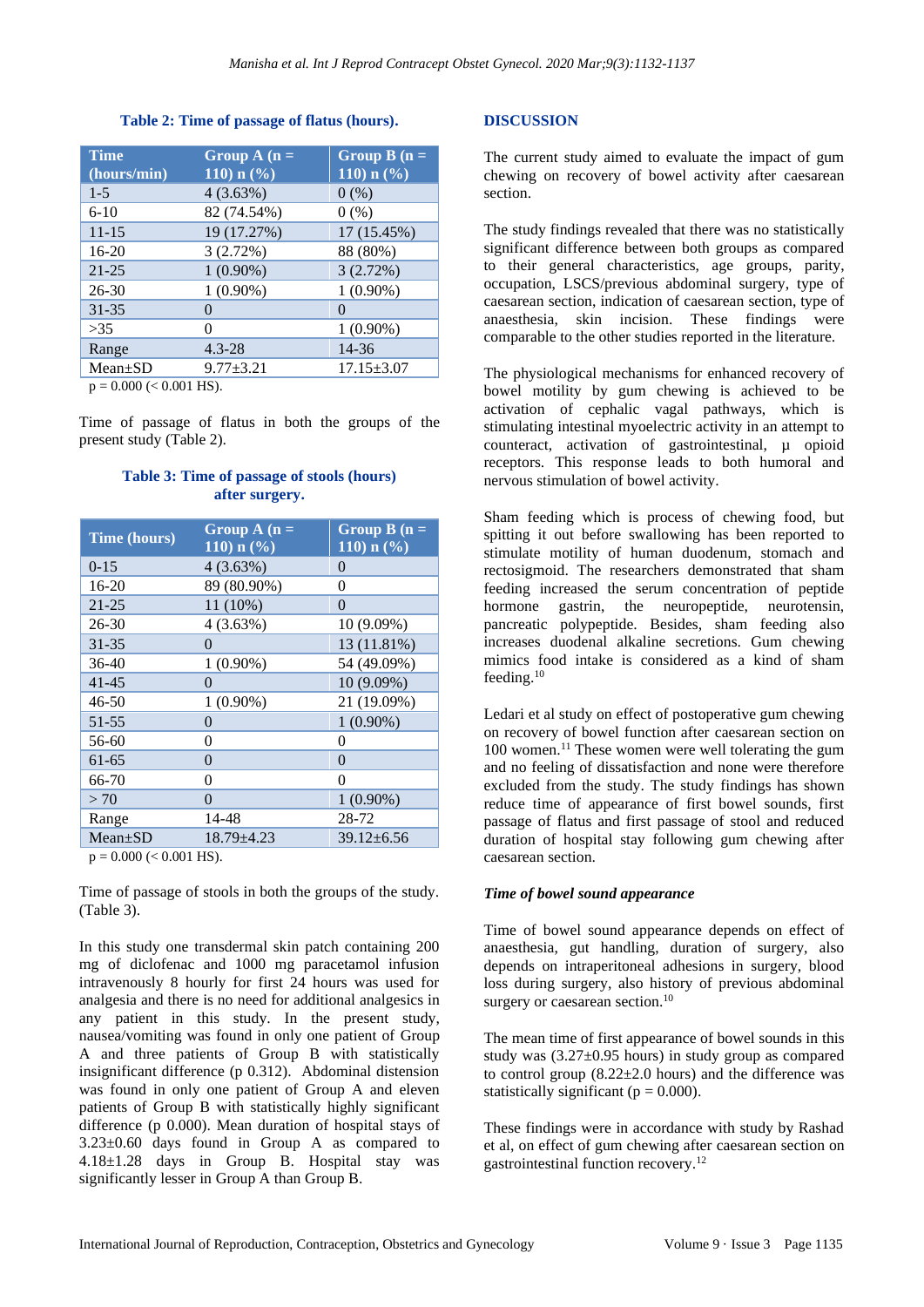**Table 2: Time of passage of flatus (hours).**

| Time (hours/min) | Group A (n = 110) n (%) | Group B (n = 110) n (%) |
|---|---|---|
| 1-5 | 4 (3.63%) | 0 (%) |
| 6-10 | 82 (74.54%) | 0 (%) |
| 11-15 | 19 (17.27%) | 17 (15.45%) |
| 16-20 | 3 (2.72%) | 88 (80%) |
| 21-25 | 1 (0.90%) | 3 (2.72%) |
| 26-30 | 1 (0.90%) | 1 (0.90%) |
| 31-35 | 0 | 0 |
| >35 | 0 | 1 (0.90%) |
| Range | 4.3-28 | 14-36 |
| Mean±SD | 9.77±3.21 | 17.15±3.07 |

p = 0.000 (< 0.001 HS).

Time of passage of flatus in both the groups of the present study (Table 2).

**Table 3: Time of passage of stools (hours) after surgery.**

| Time (hours) | Group A (n = 110) n (%) | Group B (n = 110) n (%) |
|---|---|---|
| 0-15 | 4 (3.63%) | 0 |
| 16-20 | 89 (80.90%) | 0 |
| 21-25 | 11 (10%) | 0 |
| 26-30 | 4 (3.63%) | 10 (9.09%) |
| 31-35 | 0 | 13 (11.81%) |
| 36-40 | 1 (0.90%) | 54 (49.09%) |
| 41-45 | 0 | 10 (9.09%) |
| 46-50 | 1 (0.90%) | 21 (19.09%) |
| 51-55 | 0 | 1 (0.90%) |
| 56-60 | 0 | 0 |
| 61-65 | 0 | 0 |
| 66-70 | 0 | 0 |
| > 70 | 0 | 1 (0.90%) |
| Range | 14-48 | 28-72 |
| Mean±SD | 18.79±4.23 | 39.12±6.56 |

p = 0.000 (< 0.001 HS).

Time of passage of stools in both the groups of the study. (Table 3).

In this study one transdermal skin patch containing 200 mg of diclofenac and 1000 mg paracetamol infusion intravenously 8 hourly for first 24 hours was used for analgesia and there is no need for additional analgesics in any patient in this study. In the present study, nausea/vomiting was found in only one patient of Group A and three patients of Group B with statistically insignificant difference (p 0.312). Abdominal distension was found in only one patient of Group A and eleven patients of Group B with statistically highly significant difference (p 0.000). Mean duration of hospital stays of 3.23±0.60 days found in Group A as compared to 4.18±1.28 days in Group B. Hospital stay was significantly lesser in Group A than Group B.

## DISCUSSION

The current study aimed to evaluate the impact of gum chewing on recovery of bowel activity after caesarean section.

The study findings revealed that there was no statistically significant difference between both groups as compared to their general characteristics, age groups, parity, occupation, LSCS/previous abdominal surgery, type of caesarean section, indication of caesarean section, type of anaesthesia, skin incision. These findings were comparable to the other studies reported in the literature.

The physiological mechanisms for enhanced recovery of bowel motility by gum chewing is achieved to be activation of cephalic vagal pathways, which is stimulating intestinal myoelectric activity in an attempt to counteract, activation of gastrointestinal, µ opioid receptors. This response leads to both humoral and nervous stimulation of bowel activity.

Sham feeding which is process of chewing food, but spitting it out before swallowing has been reported to stimulate motility of human duodenum, stomach and rectosigmoid. The researchers demonstrated that sham feeding increased the serum concentration of peptide hormone gastrin, the neuropeptide, neurotensin, pancreatic polypeptide. Besides, sham feeding also increases duodenal alkaline secretions. Gum chewing mimics food intake is considered as a kind of sham feeding.[10]

Ledari et al study on effect of postoperative gum chewing on recovery of bowel function after caesarean section on 100 women.[11] These women were well tolerating the gum and no feeling of dissatisfaction and none were therefore excluded from the study. The study findings has shown reduce time of appearance of first bowel sounds, first passage of flatus and first passage of stool and reduced duration of hospital stay following gum chewing after caesarean section.

### *Time of bowel sound appearance*

Time of bowel sound appearance depends on effect of anaesthesia, gut handling, duration of surgery, also depends on intraperitoneal adhesions in surgery, blood loss during surgery, also history of previous abdominal surgery or caesarean section.[10]

The mean time of first appearance of bowel sounds in this study was (3.27±0.95 hours) in study group as compared to control group (8.22±2.0 hours) and the difference was statistically significant (p = 0.000).

These findings were in accordance with study by Rashad et al, on effect of gum chewing after caesarean section on gastrointestinal function recovery.[12]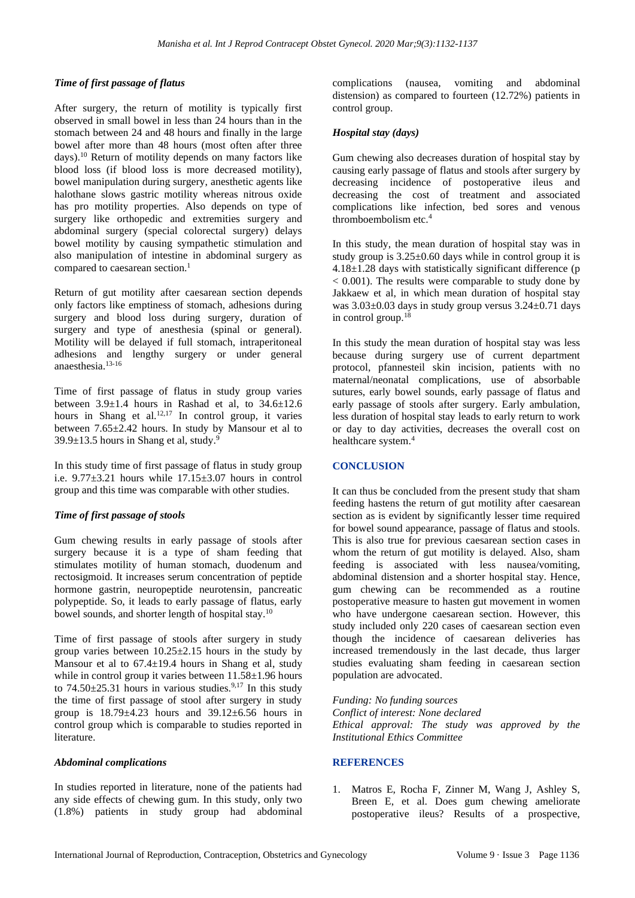### *Time of first passage of flatus*

After surgery, the return of motility is typically first observed in small bowel in less than 24 hours than in the stomach between 24 and 48 hours and finally in the large bowel after more than 48 hours (most often after three days).[10] Return of motility depends on many factors like blood loss (if blood loss is more decreased motility), bowel manipulation during surgery, anesthetic agents like halothane slows gastric motility whereas nitrous oxide has pro motility properties. Also depends on type of surgery like orthopedic and extremities surgery and abdominal surgery (special colorectal surgery) delays bowel motility by causing sympathetic stimulation and also manipulation of intestine in abdominal surgery as compared to caesarean section.[1]

Return of gut motility after caesarean section depends only factors like emptiness of stomach, adhesions during surgery and blood loss during surgery, duration of surgery and type of anesthesia (spinal or general). Motility will be delayed if full stomach, intraperitoneal adhesions and lengthy surgery or under general anaesthesia.[13-16]

Time of first passage of flatus in study group varies between 3.9±1.4 hours in Rashad et al, to 34.6±12.6 hours in Shang et al.[12,17] In control group, it varies between 7.65±2.42 hours. In study by Mansour et al to 39.9±13.5 hours in Shang et al, study.[9]

In this study time of first passage of flatus in study group i.e. 9.77±3.21 hours while 17.15±3.07 hours in control group and this time was comparable with other studies.

### *Time of first passage of stools*

Gum chewing results in early passage of stools after surgery because it is a type of sham feeding that stimulates motility of human stomach, duodenum and rectosigmoid. It increases serum concentration of peptide hormone gastrin, neuropeptide neurotensin, pancreatic polypeptide. So, it leads to early passage of flatus, early bowel sounds, and shorter length of hospital stay.[10]

Time of first passage of stools after surgery in study group varies between 10.25±2.15 hours in the study by Mansour et al to 67.4±19.4 hours in Shang et al, study while in control group it varies between 11.58±1.96 hours to 74.50±25.31 hours in various studies.[9,17] In this study the time of first passage of stool after surgery in study group is 18.79±4.23 hours and 39.12±6.56 hours in control group which is comparable to studies reported in literature.

### *Abdominal complications*

In studies reported in literature, none of the patients had any side effects of chewing gum. In this study, only two (1.8%) patients in study group had abdominal complications (nausea, vomiting and abdominal distension) as compared to fourteen (12.72%) patients in control group.

### *Hospital stay (days)*

Gum chewing also decreases duration of hospital stay by causing early passage of flatus and stools after surgery by decreasing incidence of postoperative ileus and decreasing the cost of treatment and associated complications like infection, bed sores and venous thromboembolism etc.[4]

In this study, the mean duration of hospital stay was in study group is 3.25±0.60 days while in control group it is 4.18±1.28 days with statistically significant difference ($p < 0.001$). The results were comparable to study done by Jakkaew et al, in which mean duration of hospital stay was 3.03±0.03 days in study group versus 3.24±0.71 days in control group.[18]

In this study the mean duration of hospital stay was less because during surgery use of current department protocol, pfannesteil skin incision, patients with no maternal/neonatal complications, use of absorbable sutures, early bowel sounds, early passage of flatus and early passage of stools after surgery. Early ambulation, less duration of hospital stay leads to early return to work or day to day activities, decreases the overall cost on healthcare system.[4]

## CONCLUSION

It can thus be concluded from the present study that sham feeding hastens the return of gut motility after caesarean section as is evident by significantly lesser time required for bowel sound appearance, passage of flatus and stools. This is also true for previous caesarean section cases in whom the return of gut motility is delayed. Also, sham feeding is associated with less nausea/vomiting, abdominal distension and a shorter hospital stay. Hence, gum chewing can be recommended as a routine postoperative measure to hasten gut movement in women who have undergone caesarean section. However, this study included only 220 cases of caesarean section even though the incidence of caesarean deliveries has increased tremendously in the last decade, thus larger studies evaluating sham feeding in caesarean section population are advocated.

*Funding: No funding sources*
*Conflict of interest: None declared*
*Ethical approval: The study was approved by the Institutional Ethics Committee*

## REFERENCES

1. Matros E, Rocha F, Zinner M, Wang J, Ashley S, Breen E, et al. Does gum chewing ameliorate postoperative ileus? Results of a prospective,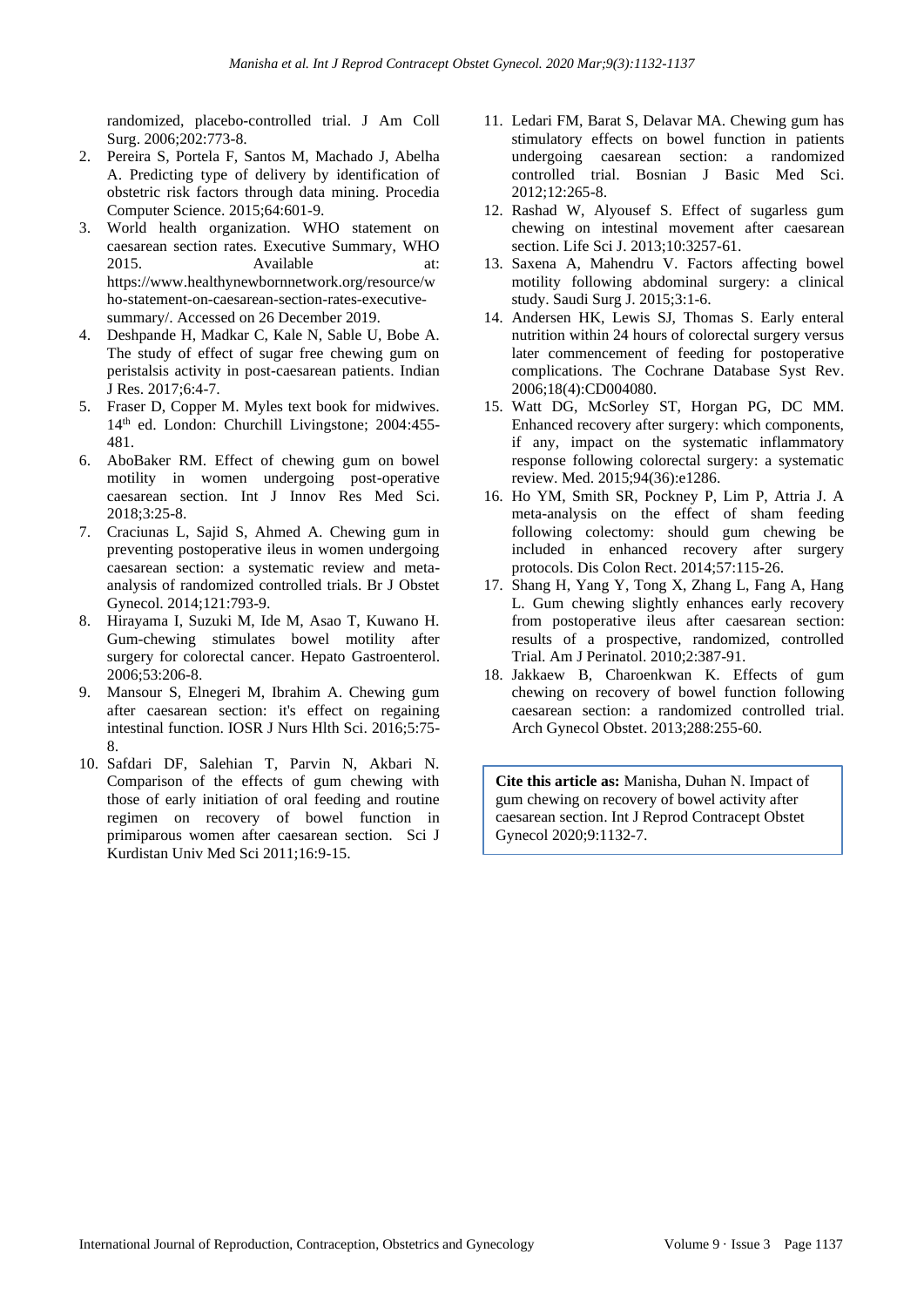randomized, placebo-controlled trial. J Am Coll Surg. 2006;202:773-8.

2. Pereira S, Portela F, Santos M, Machado J, Abelha A. Predicting type of delivery by identification of obstetric risk factors through data mining. Procedia Computer Science. 2015;64:601-9.
3. World health organization. WHO statement on caesarean section rates. Executive Summary, WHO 2015. Available at: https://www.healthynewbornnetwork.org/resource/who-statement-on-caesarean-section-rates-executive-summary/. Accessed on 26 December 2019.
4. Deshpande H, Madkar C, Kale N, Sable U, Bobe A. The study of effect of sugar free chewing gum on peristalsis activity in post-caesarean patients. Indian J Res. 2017;6:4-7.
5. Fraser D, Copper M. Myles text book for midwives. 14th ed. London: Churchill Livingstone; 2004:455-481.
6. AboBaker RM. Effect of chewing gum on bowel motility in women undergoing post-operative caesarean section. Int J Innov Res Med Sci. 2018;3:25-8.
7. Craciunas L, Sajid S, Ahmed A. Chewing gum in preventing postoperative ileus in women undergoing caesarean section: a systematic review and meta-analysis of randomized controlled trials. Br J Obstet Gynecol. 2014;121:793-9.
8. Hirayama I, Suzuki M, Ide M, Asao T, Kuwano H. Gum-chewing stimulates bowel motility after surgery for colorectal cancer. Hepato Gastroenterol. 2006;53:206-8.
9. Mansour S, Elnegeri M, Ibrahim A. Chewing gum after caesarean section: it's effect on regaining intestinal function. IOSR J Nurs Hlth Sci. 2016;5:75-8.
10. Safdari DF, Salehian T, Parvin N, Akbari N. Comparison of the effects of gum chewing with those of early initiation of oral feeding and routine regimen on recovery of bowel function in primiparous women after caesarean section. Sci J Kurdistan Univ Med Sci 2011;16:9-15.
11. Ledari FM, Barat S, Delavar MA. Chewing gum has stimulatory effects on bowel function in patients undergoing caesarean section: a randomized controlled trial. Bosnian J Basic Med Sci. 2012;12:265-8.
12. Rashad W, Alyousef S. Effect of sugarless gum chewing on intestinal movement after caesarean section. Life Sci J. 2013;10:3257-61.
13. Saxena A, Mahendru V. Factors affecting bowel motility following abdominal surgery: a clinical study. Saudi Surg J. 2015;3:1-6.
14. Andersen HK, Lewis SJ, Thomas S. Early enteral nutrition within 24 hours of colorectal surgery versus later commencement of feeding for postoperative complications. The Cochrane Database Syst Rev. 2006;18(4):CD004080.
15. Watt DG, McSorley ST, Horgan PG, DC MM. Enhanced recovery after surgery: which components, if any, impact on the systematic inflammatory response following colorectal surgery: a systematic review. Med. 2015;94(36):e1286.
16. Ho YM, Smith SR, Pockney P, Lim P, Attria J. A meta-analysis on the effect of sham feeding following colectomy: should gum chewing be included in enhanced recovery after surgery protocols. Dis Colon Rect. 2014;57:115-26.
17. Shang H, Yang Y, Tong X, Zhang L, Fang A, Hang L. Gum chewing slightly enhances early recovery from postoperative ileus after caesarean section: results of a prospective, randomized, controlled Trial. Am J Perinatol. 2010;2:387-91.
18. Jakkaew B, Charoenkwan K. Effects of gum chewing on recovery of bowel function following caesarean section: a randomized controlled trial. Arch Gynecol Obstet. 2013;288:255-60.

**Cite this article as:** Manisha, Duhan N. Impact of gum chewing on recovery of bowel activity after caesarean section. Int J Reprod Contracept Obstet Gynecol 2020;9:1132-7.